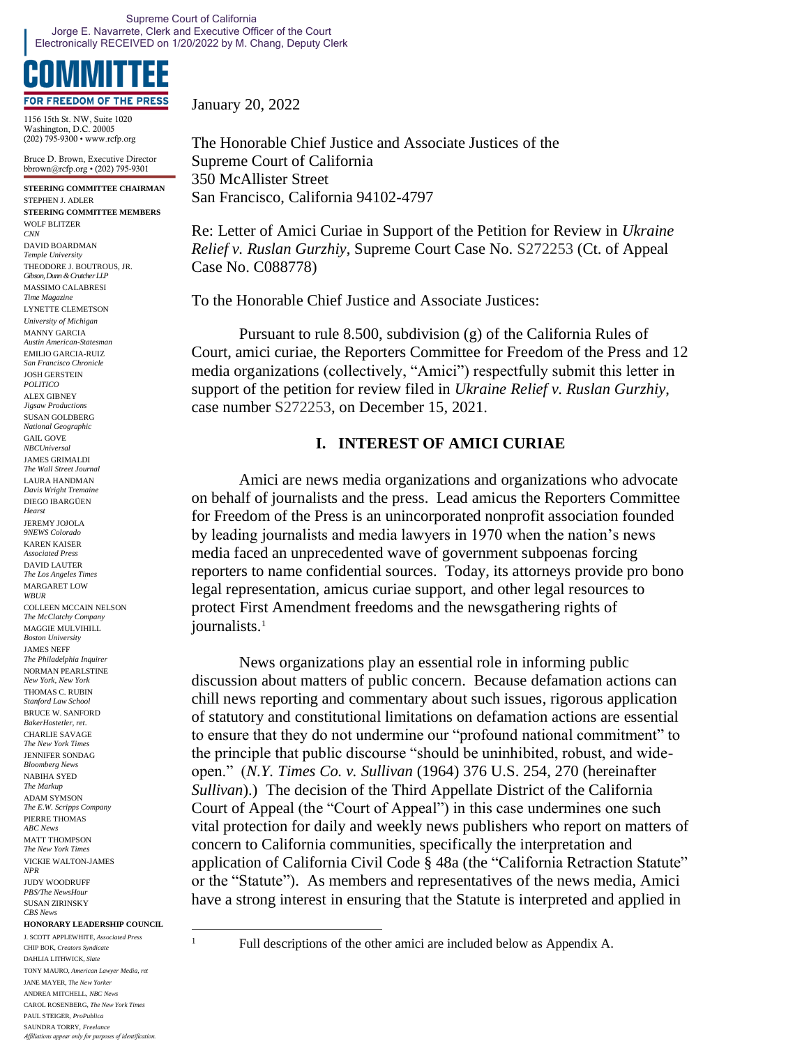Supreme Court of California
Jorge E. Navarrete, Clerk and Executive Officer of the Court
Electronically RECEIVED on 1/20/2022 by M. Chang, Deputy Clerk

**COMMITTEE FOR FREEDOM OF THE PRESS**

1156 15th St. NW, Suite 1020
Washington, D.C. 20005
(202) 795-9300 • www.rcfp.org

Bruce D. Brown, Executive Director
bbrown@rcfp.org • (202) 795-9301

**STEERING COMMITTEE CHAIRMAN**
STEPHEN J. ADLER

**STEERING COMMITTEE MEMBERS**
WOLF BLITZER, *CNN*
DAVID BOARDMAN, *Temple University*
THEODORE J. BOUTROUS, JR., *Gibson, Dunn & Crutcher LLP*
MASSIMO CALABRESI, *Time Magazine*
LYNETTE CLEMETSON, *University of Michigan*
MANNY GARCIA, *Austin American-Statesman*
EMILIO GARCIA-RUIZ, *San Francisco Chronicle*
JOSH GERSTEIN, *POLITICO*
ALEX GIBNEY, *Jigsaw Productions*
SUSAN GOLDBERG, *National Geographic*
GAIL GOVE, *NBCUniversal*
JAMES GRIMALDI, *The Wall Street Journal*
LAURA HANDMAN, *Davis Wright Tremaine*
DIEGO IBARGÜEN, *Hearst*
JEREMY JOJOLA, *9NEWS Colorado*
KAREN KAISER, *Associated Press*
DAVID LAUTER, *The Los Angeles Times*
MARGARET LOW, *WBUR*
COLLEEN MCCAIN NELSON, *The McClatchy Company*
MAGGIE MULVIHILL, *Boston University*
JAMES NEFF, *The Philadelphia Inquirer*
NORMAN PEARLSTINE, *New York, New York*
THOMAS C. RUBIN, *Stanford Law School*
BRUCE W. SANFORD, *BakerHostetler, ret.*
CHARLIE SAVAGE, *The New York Times*
JENNIFER SONDAG, *Bloomberg News*
NABIHA SYED, *The Markup*
ADAM SYMSON, *The E.W. Scripps Company*
PIERRE THOMAS, *ABC News*
MATT THOMPSON, *The New York Times*
VICKIE WALTON-JAMES, *NPR*
JUDY WOODRUFF, *PBS/The NewsHour*
SUSAN ZIRINSKY, *CBS News*

**HONORARY LEADERSHIP COUNCIL**
J. SCOTT APPLEWHITE, *Associated Press*
CHIP BOK, *Creators Syndicate*
DAHLIA LITHWICK, *Slate*
TONY MAURO, *American Lawyer Media, ret*
JANE MAYER, *The New Yorker*
ANDREA MITCHELL, *NBC News*
CAROL ROSENBERG, *The New York Times*
PAUL STEIGER, *ProPublica*
SAUNDRA TORRY, *Freelance*

*Affiliations appear only for purposes of identification.*

January 20, 2022

The Honorable Chief Justice and Associate Justices of the
Supreme Court of California
350 McAllister Street
San Francisco, California 94102-4797

Re: Letter of Amici Curiae in Support of the Petition for Review in *Ukraine Relief v. Ruslan Gurzhiy*, Supreme Court Case No. S272253 (Ct. of Appeal Case No. C088778)

To the Honorable Chief Justice and Associate Justices:

Pursuant to rule 8.500, subdivision (g) of the California Rules of Court, amici curiae, the Reporters Committee for Freedom of the Press and 12 media organizations (collectively, "Amici") respectfully submit this letter in support of the petition for review filed in *Ukraine Relief v. Ruslan Gurzhiy*, case number S272253, on December 15, 2021.

## I. INTEREST OF AMICI CURIAE

Amici are news media organizations and organizations who advocate on behalf of journalists and the press. Lead amicus the Reporters Committee for Freedom of the Press is an unincorporated nonprofit association founded by leading journalists and media lawyers in 1970 when the nation's news media faced an unprecedented wave of government subpoenas forcing reporters to name confidential sources. Today, its attorneys provide pro bono legal representation, amicus curiae support, and other legal resources to protect First Amendment freedoms and the newsgathering rights of journalists.[1]

News organizations play an essential role in informing public discussion about matters of public concern. Because defamation actions can chill news reporting and commentary about such issues, rigorous application of statutory and constitutional limitations on defamation actions are essential to ensure that they do not undermine our "profound national commitment" to the principle that public discourse "should be uninhibited, robust, and wide-open." (*N.Y. Times Co. v. Sullivan* (1964) 376 U.S. 254, 270 (hereinafter *Sullivan*).) The decision of the Third Appellate District of the California Court of Appeal (the "Court of Appeal") in this case undermines one such vital protection for daily and weekly news publishers who report on matters of concern to California communities, specifically the interpretation and application of California Civil Code § 48a (the "California Retraction Statute" or the "Statute"). As members and representatives of the news media, Amici have a strong interest in ensuring that the Statute is interpreted and applied in

[1] Full descriptions of the other amici are included below as Appendix A.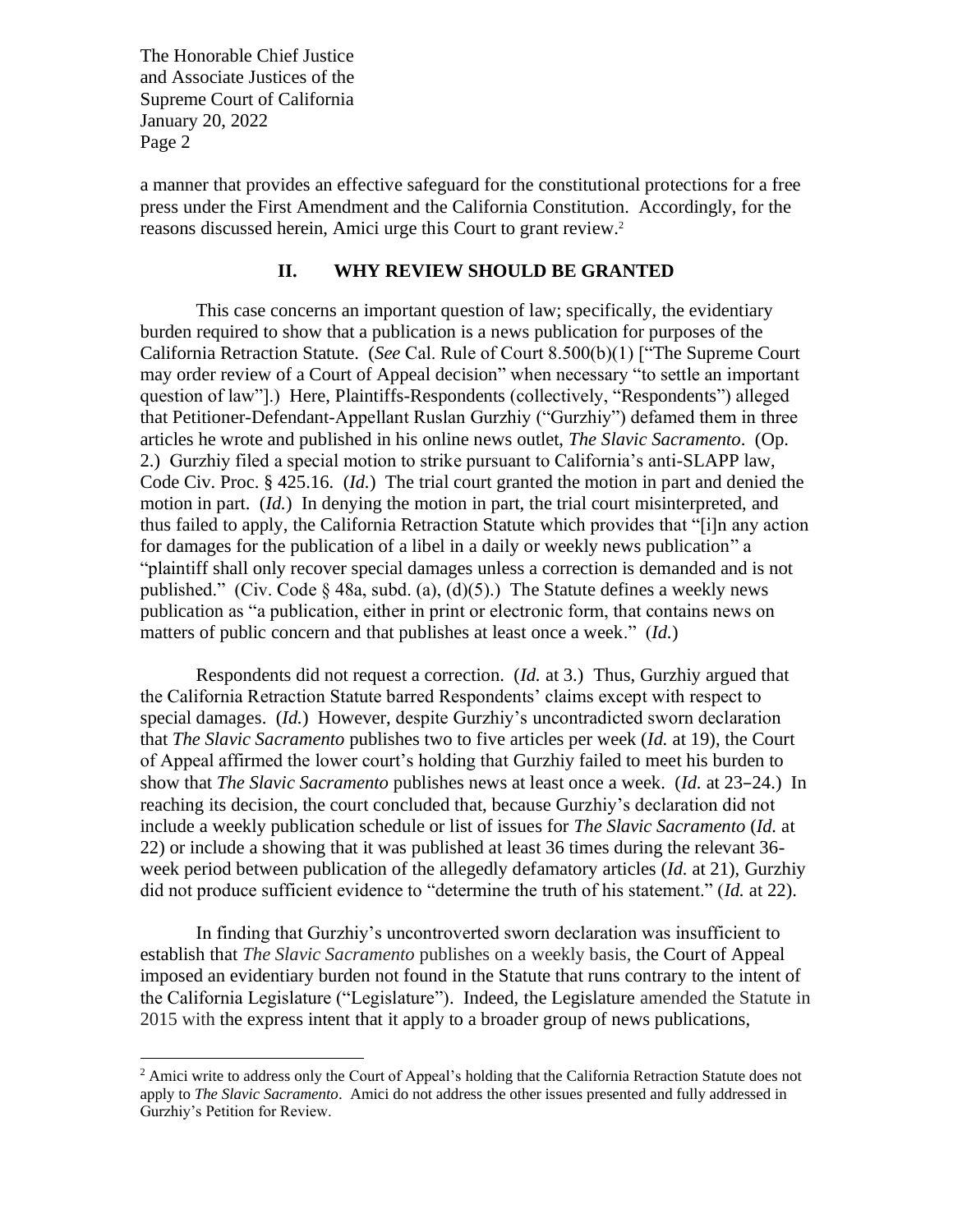a manner that provides an effective safeguard for the constitutional protections for a free press under the First Amendment and the California Constitution. Accordingly, for the reasons discussed herein, Amici urge this Court to grant review.[2]

## II. WHY REVIEW SHOULD BE GRANTED

This case concerns an important question of law; specifically, the evidentiary burden required to show that a publication is a news publication for purposes of the California Retraction Statute. (*See* Cal. Rule of Court 8.500(b)(1) ["The Supreme Court may order review of a Court of Appeal decision" when necessary "to settle an important question of law"].) Here, Plaintiffs-Respondents (collectively, "Respondents") alleged that Petitioner-Defendant-Appellant Ruslan Gurzhiy ("Gurzhiy") defamed them in three articles he wrote and published in his online news outlet, *The Slavic Sacramento*. (Op. 2.) Gurzhiy filed a special motion to strike pursuant to California's anti-SLAPP law, Code Civ. Proc. § 425.16. (*Id.*) The trial court granted the motion in part and denied the motion in part. (*Id.*) In denying the motion in part, the trial court misinterpreted, and thus failed to apply, the California Retraction Statute which provides that "[i]n any action for damages for the publication of a libel in a daily or weekly news publication" a "plaintiff shall only recover special damages unless a correction is demanded and is not published." (Civ. Code § 48a, subd. (a), (d)(5).) The Statute defines a weekly news publication as "a publication, either in print or electronic form, that contains news on matters of public concern and that publishes at least once a week." (*Id.*)

Respondents did not request a correction. (*Id.* at 3.) Thus, Gurzhiy argued that the California Retraction Statute barred Respondents' claims except with respect to special damages. (*Id.*) However, despite Gurzhiy's uncontradicted sworn declaration that *The Slavic Sacramento* publishes two to five articles per week (*Id.* at 19), the Court of Appeal affirmed the lower court's holding that Gurzhiy failed to meet his burden to show that *The Slavic Sacramento* publishes news at least once a week. (*Id.* at 23–24.) In reaching its decision, the court concluded that, because Gurzhiy's declaration did not include a weekly publication schedule or list of issues for *The Slavic Sacramento* (*Id.* at 22) or include a showing that it was published at least 36 times during the relevant 36-week period between publication of the allegedly defamatory articles (*Id.* at 21), Gurzhiy did not produce sufficient evidence to "determine the truth of his statement." (*Id.* at 22).

In finding that Gurzhiy's uncontroverted sworn declaration was insufficient to establish that *The Slavic Sacramento* publishes on a weekly basis, the Court of Appeal imposed an evidentiary burden not found in the Statute that runs contrary to the intent of the California Legislature ("Legislature"). Indeed, the Legislature amended the Statute in 2015 with the express intent that it apply to a broader group of news publications,

---

[2] Amici write to address only the Court of Appeal's holding that the California Retraction Statute does not apply to *The Slavic Sacramento*. Amici do not address the other issues presented and fully addressed in Gurzhiy's Petition for Review.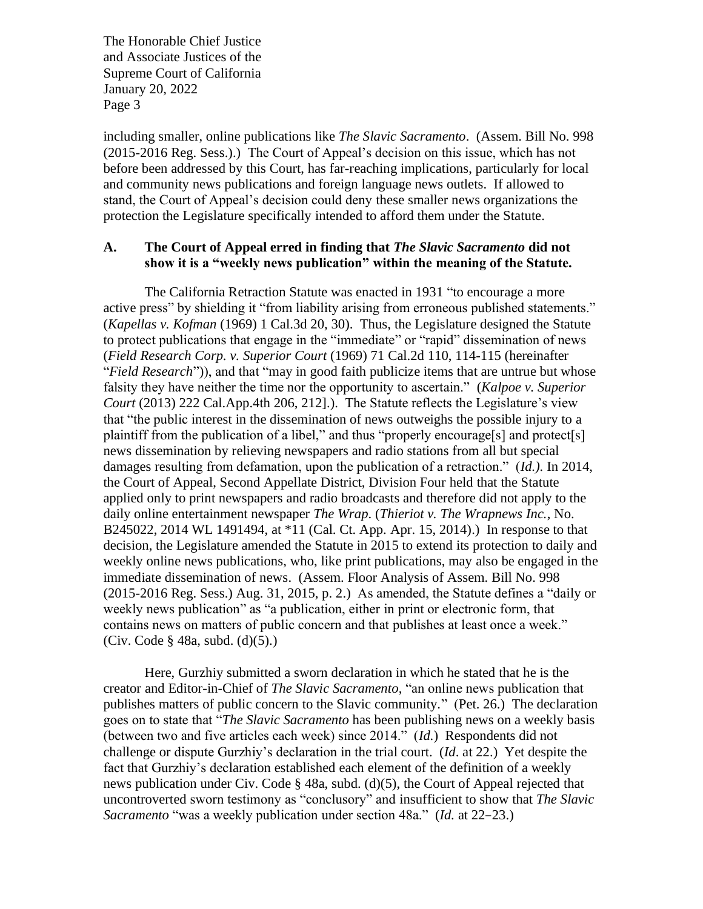including smaller, online publications like *The Slavic Sacramento*. (Assem. Bill No. 998 (2015-2016 Reg. Sess.).) The Court of Appeal's decision on this issue, which has not before been addressed by this Court, has far-reaching implications, particularly for local and community news publications and foreign language news outlets. If allowed to stand, the Court of Appeal's decision could deny these smaller news organizations the protection the Legislature specifically intended to afford them under the Statute.

### A. The Court of Appeal erred in finding that *The Slavic Sacramento* did not show it is a "weekly news publication" within the meaning of the Statute.

The California Retraction Statute was enacted in 1931 "to encourage a more active press" by shielding it "from liability arising from erroneous published statements." (*Kapellas v. Kofman* (1969) 1 Cal.3d 20, 30). Thus, the Legislature designed the Statute to protect publications that engage in the "immediate" or "rapid" dissemination of news (*Field Research Corp. v. Superior Court* (1969) 71 Cal.2d 110, 114-115 (hereinafter "*Field Research*")), and that "may in good faith publicize items that are untrue but whose falsity they have neither the time nor the opportunity to ascertain." (*Kalpoe v. Superior Court* (2013) 222 Cal.App.4th 206, 212].). The Statute reflects the Legislature's view that "the public interest in the dissemination of news outweighs the possible injury to a plaintiff from the publication of a libel," and thus "properly encourage[s] and protect[s] news dissemination by relieving newspapers and radio stations from all but special damages resulting from defamation, upon the publication of a retraction." (*Id.).* In 2014, the Court of Appeal, Second Appellate District, Division Four held that the Statute applied only to print newspapers and radio broadcasts and therefore did not apply to the daily online entertainment newspaper *The Wrap*. (*Thieriot v. The Wrapnews Inc.*, No. B245022, 2014 WL 1491494, at *11 (Cal. Ct. App. Apr. 15, 2014).) In response to that decision, the Legislature amended the Statute in 2015 to extend its protection to daily and weekly online news publications, who, like print publications, may also be engaged in the immediate dissemination of news. (Assem. Floor Analysis of Assem. Bill No. 998 (2015-2016 Reg. Sess.) Aug. 31, 2015, p. 2.) As amended, the Statute defines a "daily or weekly news publication" as "a publication, either in print or electronic form, that contains news on matters of public concern and that publishes at least once a week." (Civ. Code § 48a, subd. (d)(5).)

Here, Gurzhiy submitted a sworn declaration in which he stated that he is the creator and Editor-in-Chief of *The Slavic Sacramento*, "an online news publication that publishes matters of public concern to the Slavic community." (Pet. 26.) The declaration goes on to state that "*The Slavic Sacramento* has been publishing news on a weekly basis (between two and five articles each week) since 2014." (*Id.*) Respondents did not challenge or dispute Gurzhiy's declaration in the trial court. (*Id*. at 22.) Yet despite the fact that Gurzhiy's declaration established each element of the definition of a weekly news publication under Civ. Code § 48a, subd. (d)(5), the Court of Appeal rejected that uncontroverted sworn testimony as "conclusory" and insufficient to show that *The Slavic Sacramento* "was a weekly publication under section 48a." (*Id.* at 22–23.)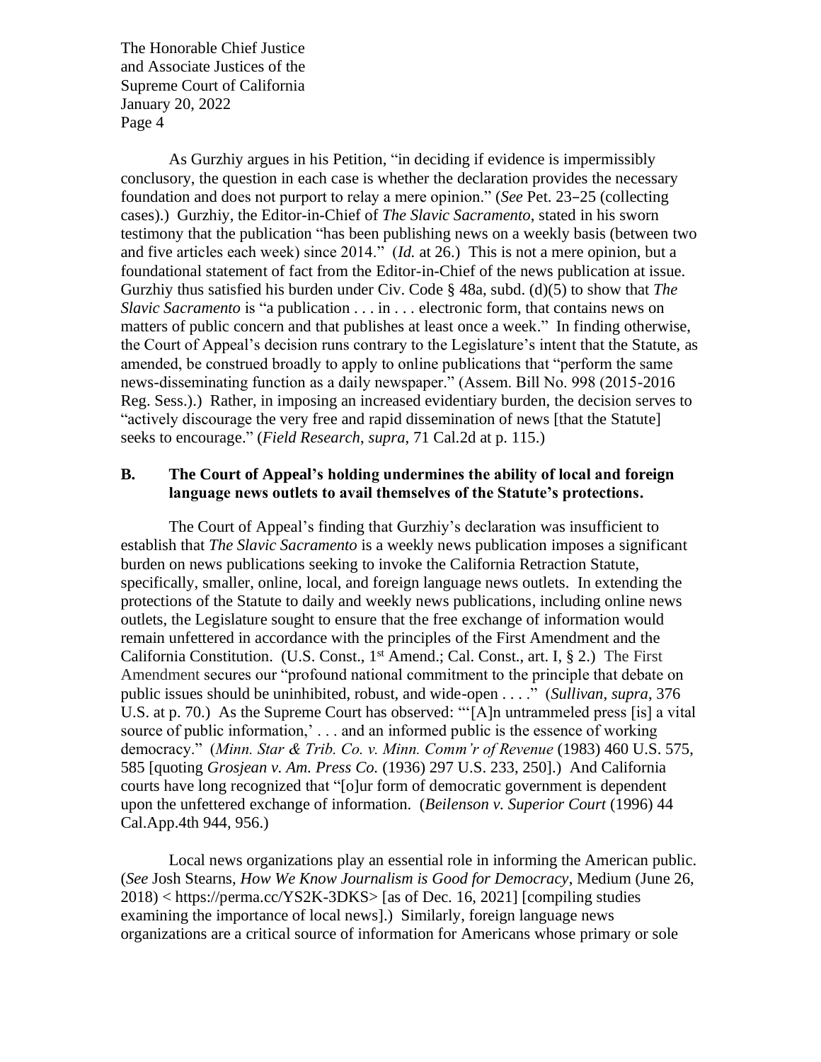As Gurzhiy argues in his Petition, "in deciding if evidence is impermissibly conclusory, the question in each case is whether the declaration provides the necessary foundation and does not purport to relay a mere opinion." (*See* Pet. 23–25 (collecting cases).) Gurzhiy, the Editor-in-Chief of *The Slavic Sacramento*, stated in his sworn testimony that the publication "has been publishing news on a weekly basis (between two and five articles each week) since 2014." (*Id.* at 26.) This is not a mere opinion, but a foundational statement of fact from the Editor-in-Chief of the news publication at issue. Gurzhiy thus satisfied his burden under Civ. Code § 48a, subd. (d)(5) to show that *The Slavic Sacramento* is "a publication . . . in . . . electronic form, that contains news on matters of public concern and that publishes at least once a week." In finding otherwise, the Court of Appeal's decision runs contrary to the Legislature's intent that the Statute, as amended, be construed broadly to apply to online publications that "perform the same news-disseminating function as a daily newspaper." (Assem. Bill No. 998 (2015-2016 Reg. Sess.).) Rather, in imposing an increased evidentiary burden, the decision serves to "actively discourage the very free and rapid dissemination of news [that the Statute] seeks to encourage." (*Field Research*, *supra*, 71 Cal.2d at p. 115.)

### B. The Court of Appeal's holding undermines the ability of local and foreign language news outlets to avail themselves of the Statute's protections.

The Court of Appeal's finding that Gurzhiy's declaration was insufficient to establish that *The Slavic Sacramento* is a weekly news publication imposes a significant burden on news publications seeking to invoke the California Retraction Statute, specifically, smaller, online, local, and foreign language news outlets. In extending the protections of the Statute to daily and weekly news publications, including online news outlets, the Legislature sought to ensure that the free exchange of information would remain unfettered in accordance with the principles of the First Amendment and the California Constitution. (U.S. Const., 1st Amend.; Cal. Const., art. I, § 2.) The First Amendment secures our "profound national commitment to the principle that debate on public issues should be uninhibited, robust, and wide-open . . . ." (*Sullivan*, *supra*, 376 U.S. at p. 70.) As the Supreme Court has observed: "'[A]n untrammeled press [is] a vital source of public information,' . . . and an informed public is the essence of working democracy." (*Minn. Star & Trib. Co. v. Minn. Comm'r of Revenue* (1983) 460 U.S. 575, 585 [quoting *Grosjean v. Am. Press Co.* (1936) 297 U.S. 233, 250].) And California courts have long recognized that "[o]ur form of democratic government is dependent upon the unfettered exchange of information. (*Beilenson v. Superior Court* (1996) 44 Cal.App.4th 944, 956.)

Local news organizations play an essential role in informing the American public. (*See* Josh Stearns, *How We Know Journalism is Good for Democracy*, Medium (June 26, 2018) < https://perma.cc/YS2K-3DKS> [as of Dec. 16, 2021] [compiling studies examining the importance of local news].) Similarly, foreign language news organizations are a critical source of information for Americans whose primary or sole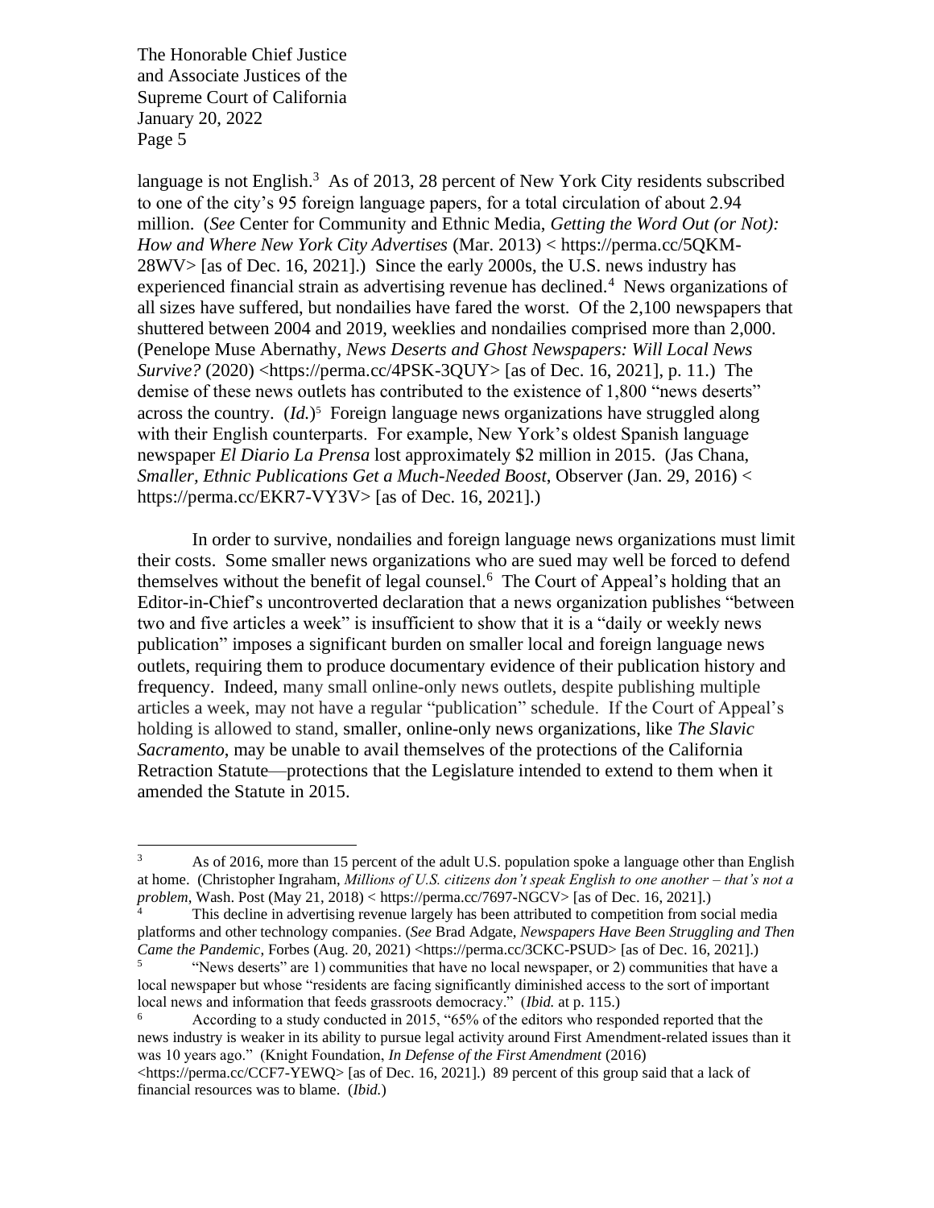language is not English.[3] As of 2013, 28 percent of New York City residents subscribed to one of the city's 95 foreign language papers, for a total circulation of about 2.94 million. (*See* Center for Community and Ethnic Media, *Getting the Word Out (or Not): How and Where New York City Advertises* (Mar. 2013) < https://perma.cc/5QKM-28WV> [as of Dec. 16, 2021].) Since the early 2000s, the U.S. news industry has experienced financial strain as advertising revenue has declined.[4] News organizations of all sizes have suffered, but nondailies have fared the worst. Of the 2,100 newspapers that shuttered between 2004 and 2019, weeklies and nondailies comprised more than 2,000. (Penelope Muse Abernathy, *News Deserts and Ghost Newspapers: Will Local News Survive?* (2020) <https://perma.cc/4PSK-3QUY> [as of Dec. 16, 2021], p. 11.) The demise of these news outlets has contributed to the existence of 1,800 "news deserts" across the country. (*Id.*)[5] Foreign language news organizations have struggled along with their English counterparts. For example, New York's oldest Spanish language newspaper *El Diario La Prensa* lost approximately $2 million in 2015. (Jas Chana, *Smaller, Ethnic Publications Get a Much-Needed Boost*, Observer (Jan. 29, 2016) < https://perma.cc/EKR7-VY3V> [as of Dec. 16, 2021].)

In order to survive, nondailies and foreign language news organizations must limit their costs. Some smaller news organizations who are sued may well be forced to defend themselves without the benefit of legal counsel.[6] The Court of Appeal's holding that an Editor-in-Chief's uncontroverted declaration that a news organization publishes "between two and five articles a week" is insufficient to show that it is a "daily or weekly news publication" imposes a significant burden on smaller local and foreign language news outlets, requiring them to produce documentary evidence of their publication history and frequency. Indeed, many small online-only news outlets, despite publishing multiple articles a week, may not have a regular "publication" schedule. If the Court of Appeal's holding is allowed to stand, smaller, online-only news organizations, like *The Slavic Sacramento*, may be unable to avail themselves of the protections of the California Retraction Statute—protections that the Legislature intended to extend to them when it amended the Statute in 2015.

---

[3] As of 2016, more than 15 percent of the adult U.S. population spoke a language other than English at home. (Christopher Ingraham, *Millions of U.S. citizens don't speak English to one another – that's not a problem*, Wash. Post (May 21, 2018) < https://perma.cc/7697-NGCV> [as of Dec. 16, 2021].)

[4] This decline in advertising revenue largely has been attributed to competition from social media platforms and other technology companies. (*See* Brad Adgate, *Newspapers Have Been Struggling and Then Came the Pandemic*, Forbes (Aug. 20, 2021) <https://perma.cc/3CKC-PSUD> [as of Dec. 16, 2021].)

[5] "News deserts" are 1) communities that have no local newspaper, or 2) communities that have a local newspaper but whose "residents are facing significantly diminished access to the sort of important local news and information that feeds grassroots democracy." (*Ibid.* at p. 115.)

[6] According to a study conducted in 2015, "65% of the editors who responded reported that the news industry is weaker in its ability to pursue legal activity around First Amendment-related issues than it was 10 years ago." (Knight Foundation, *In Defense of the First Amendment* (2016) <https://perma.cc/CCF7-YEWQ> [as of Dec. 16, 2021].) 89 percent of this group said that a lack of financial resources was to blame. (*Ibid.*)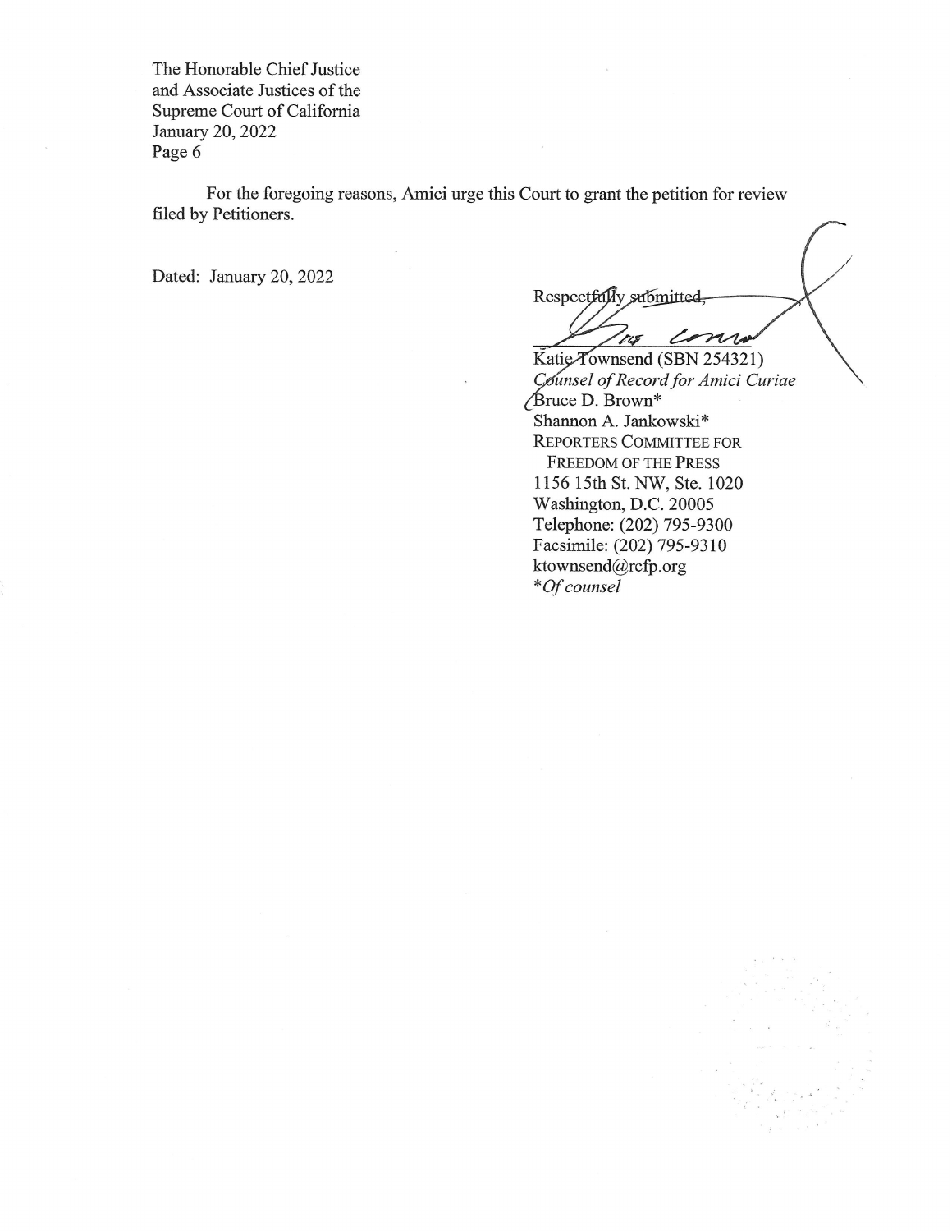The Honorable Chief Justice
and Associate Justices of the
Supreme Court of California
January 20, 2022
Page 6

For the foregoing reasons, Amici urge this Court to grant the petition for review filed by Petitioners.

Dated: January 20, 2022

Respectfully submitted,

Katie Townsend (SBN 254321)
*Counsel of Record for Amici Curiae*
Bruce D. Brown*
Shannon A. Jankowski*
REPORTERS COMMITTEE FOR
FREEDOM OF THE PRESS
1156 15th St. NW, Ste. 1020
Washington, D.C. 20005
Telephone: (202) 795-9300
Facsimile: (202) 795-9310
ktownsend@rcfp.org
**Of counsel*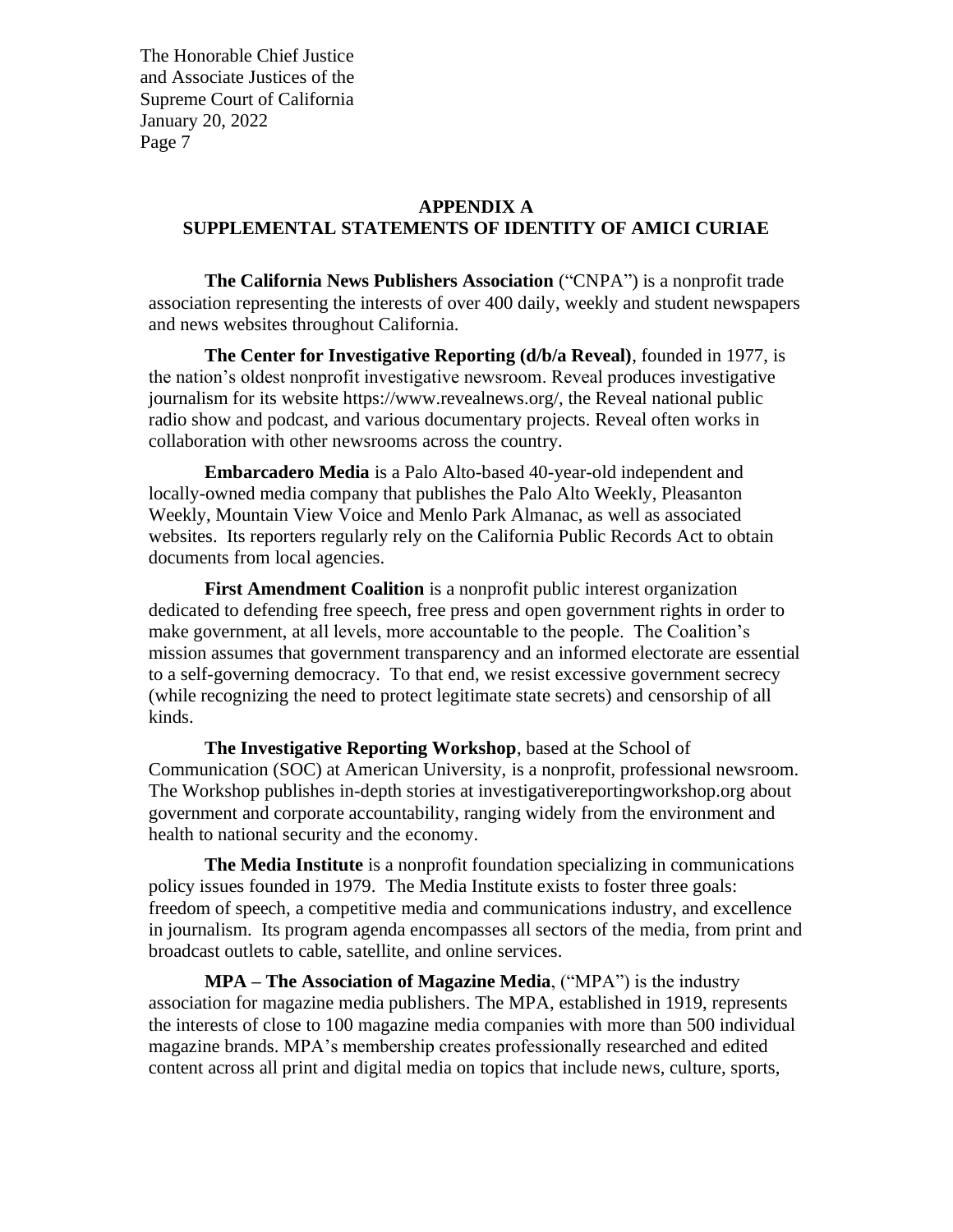## APPENDIX A
## SUPPLEMENTAL STATEMENTS OF IDENTITY OF AMICI CURIAE

**The California News Publishers Association** ("CNPA") is a nonprofit trade association representing the interests of over 400 daily, weekly and student newspapers and news websites throughout California.

**The Center for Investigative Reporting (d/b/a Reveal)**, founded in 1977, is the nation's oldest nonprofit investigative newsroom. Reveal produces investigative journalism for its website https://www.revealnews.org/, the Reveal national public radio show and podcast, and various documentary projects. Reveal often works in collaboration with other newsrooms across the country.

**Embarcadero Media** is a Palo Alto-based 40-year-old independent and locally-owned media company that publishes the Palo Alto Weekly, Pleasanton Weekly, Mountain View Voice and Menlo Park Almanac, as well as associated websites. Its reporters regularly rely on the California Public Records Act to obtain documents from local agencies.

**First Amendment Coalition** is a nonprofit public interest organization dedicated to defending free speech, free press and open government rights in order to make government, at all levels, more accountable to the people. The Coalition's mission assumes that government transparency and an informed electorate are essential to a self-governing democracy. To that end, we resist excessive government secrecy (while recognizing the need to protect legitimate state secrets) and censorship of all kinds.

**The Investigative Reporting Workshop**, based at the School of Communication (SOC) at American University, is a nonprofit, professional newsroom. The Workshop publishes in-depth stories at investigativereportingworkshop.org about government and corporate accountability, ranging widely from the environment and health to national security and the economy.

**The Media Institute** is a nonprofit foundation specializing in communications policy issues founded in 1979. The Media Institute exists to foster three goals: freedom of speech, a competitive media and communications industry, and excellence in journalism. Its program agenda encompasses all sectors of the media, from print and broadcast outlets to cable, satellite, and online services.

**MPA – The Association of Magazine Media**, ("MPA") is the industry association for magazine media publishers. The MPA, established in 1919, represents the interests of close to 100 magazine media companies with more than 500 individual magazine brands. MPA's membership creates professionally researched and edited content across all print and digital media on topics that include news, culture, sports,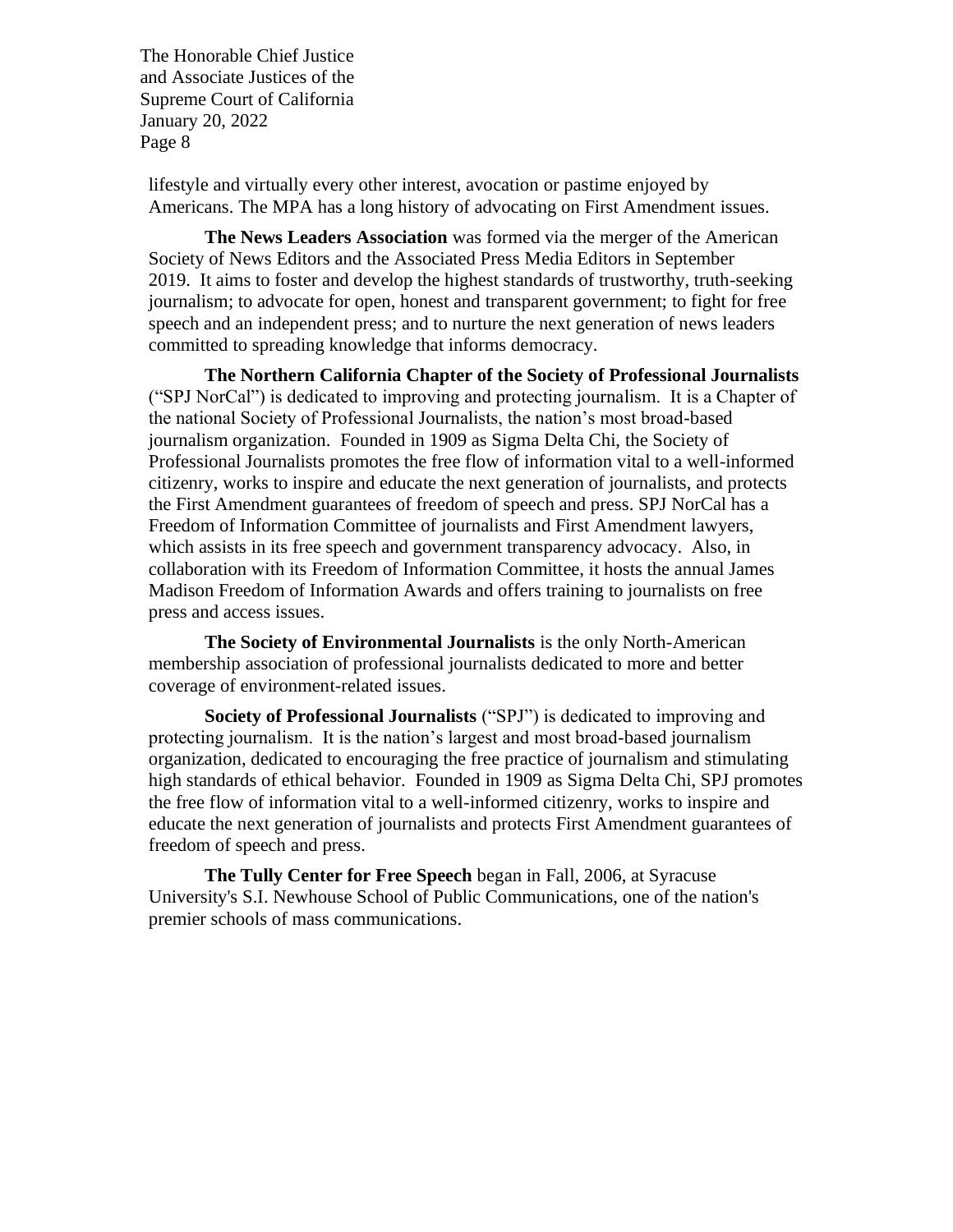lifestyle and virtually every other interest, avocation or pastime enjoyed by Americans. The MPA has a long history of advocating on First Amendment issues.

**The News Leaders Association** was formed via the merger of the American Society of News Editors and the Associated Press Media Editors in September 2019. It aims to foster and develop the highest standards of trustworthy, truth-seeking journalism; to advocate for open, honest and transparent government; to fight for free speech and an independent press; and to nurture the next generation of news leaders committed to spreading knowledge that informs democracy.

**The Northern California Chapter of the Society of Professional Journalists** ("SPJ NorCal") is dedicated to improving and protecting journalism. It is a Chapter of the national Society of Professional Journalists, the nation's most broad-based journalism organization. Founded in 1909 as Sigma Delta Chi, the Society of Professional Journalists promotes the free flow of information vital to a well-informed citizenry, works to inspire and educate the next generation of journalists, and protects the First Amendment guarantees of freedom of speech and press. SPJ NorCal has a Freedom of Information Committee of journalists and First Amendment lawyers, which assists in its free speech and government transparency advocacy. Also, in collaboration with its Freedom of Information Committee, it hosts the annual James Madison Freedom of Information Awards and offers training to journalists on free press and access issues.

**The Society of Environmental Journalists** is the only North-American membership association of professional journalists dedicated to more and better coverage of environment-related issues.

**Society of Professional Journalists** ("SPJ") is dedicated to improving and protecting journalism. It is the nation's largest and most broad-based journalism organization, dedicated to encouraging the free practice of journalism and stimulating high standards of ethical behavior. Founded in 1909 as Sigma Delta Chi, SPJ promotes the free flow of information vital to a well-informed citizenry, works to inspire and educate the next generation of journalists and protects First Amendment guarantees of freedom of speech and press.

**The Tully Center for Free Speech** began in Fall, 2006, at Syracuse University's S.I. Newhouse School of Public Communications, one of the nation's premier schools of mass communications.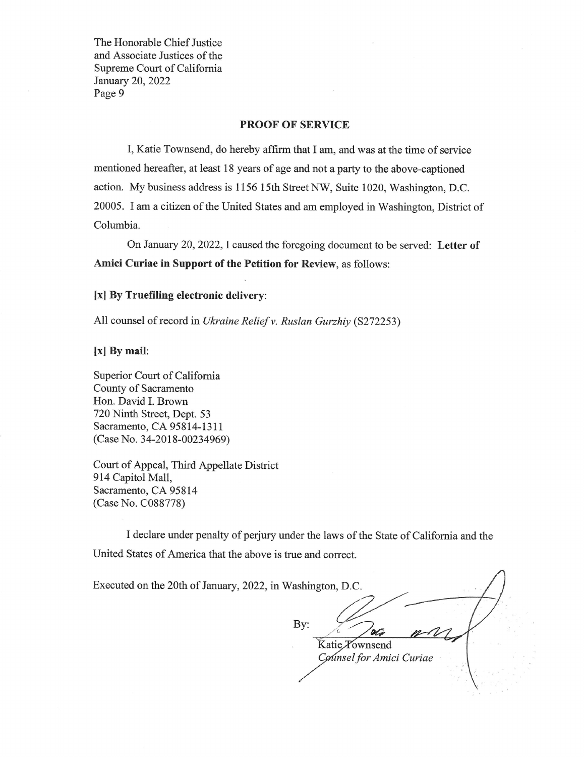## PROOF OF SERVICE

I, Katie Townsend, do hereby affirm that I am, and was at the time of service mentioned hereafter, at least 18 years of age and not a party to the above-captioned action. My business address is 1156 15th Street NW, Suite 1020, Washington, D.C. 20005. I am a citizen of the United States and am employed in Washington, District of Columbia.

On January 20, 2022, I caused the foregoing document to be served: **Letter of Amici Curiae in Support of the Petition for Review**, as follows:

**[x] By Truefiling electronic delivery**:

All counsel of record in *Ukraine Relief v. Ruslan Gurzhiy* (S272253)

**[x] By mail**:

Superior Court of California
County of Sacramento
Hon. David I. Brown
720 Ninth Street, Dept. 53
Sacramento, CA 95814-1311
(Case No. 34-2018-00234969)

Court of Appeal, Third Appellate District
914 Capitol Mall,
Sacramento, CA 95814
(Case No. C088778)

I declare under penalty of perjury under the laws of the State of California and the United States of America that the above is true and correct.

Executed on the 20th of January, 2022, in Washington, D.C.

By: ____________________
Katie Townsend
*Counsel for Amici Curiae*